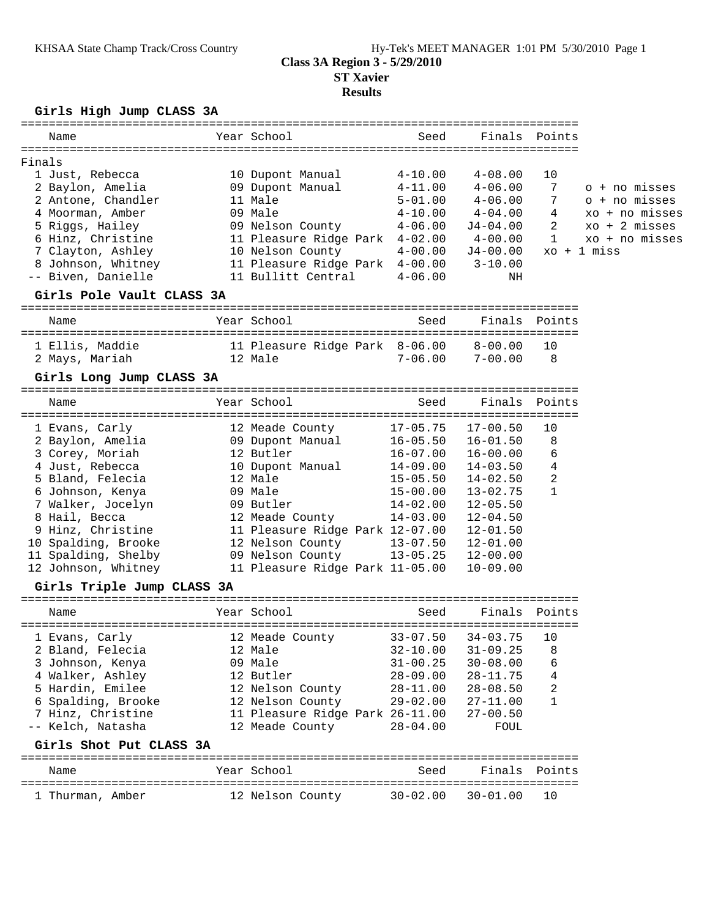KHSAA State Champ Track/Cross Country — Hy-Tek's MEET MANAGER 1:01 PM 5/30/2010

# Class 3A Region 3 - 5/29/2010

## ST Xavier

## Results

### Girls High Jump CLASS 3A

Finals

| Place | Name | Year | School | Seed | Finals | Points | |
|---|---|---|---|---|---|---|---|
| 1 | Just, Rebecca | 10 | Dupont Manual | 4-10.00 | 4-08.00 | 10 | |
| 2 | Baylon, Amelia | 09 | Dupont Manual | 4-11.00 | 4-06.00 | 7 | o + no misses |
| 2 | Antone, Chandler | 11 | Male | 5-01.00 | 4-06.00 | 7 | o + no misses |
| 4 | Moorman, Amber | 09 | Male | 4-10.00 | 4-04.00 | 4 | xo + no misses |
| 5 | Riggs, Hailey | 09 | Nelson County | 4-06.00 | J4-04.00 | 2 | xo + 2 misses |
| 6 | Hinz, Christine | 11 | Pleasure Ridge Park | 4-02.00 | 4-00.00 | 1 | xo + no misses |
| 7 | Clayton, Ashley | 10 | Nelson County | 4-00.00 | J4-00.00 | | xo + 1 miss |
| 8 | Johnson, Whitney | 11 | Pleasure Ridge Park | 4-00.00 | 3-10.00 | | |
| -- | Biven, Danielle | 11 | Bullitt Central | 4-06.00 | NH | | |

### Girls Pole Vault CLASS 3A

| Place | Name | Year | School | Seed | Finals | Points |
|---|---|---|---|---|---|---|
| 1 | Ellis, Maddie | 11 | Pleasure Ridge Park | 8-06.00 | 8-00.00 | 10 |
| 2 | Mays, Mariah | 12 | Male | 7-06.00 | 7-00.00 | 8 |

### Girls Long Jump CLASS 3A

| Place | Name | Year | School | Seed | Finals | Points |
|---|---|---|---|---|---|---|
| 1 | Evans, Carly | 12 | Meade County | 17-05.75 | 17-00.50 | 10 |
| 2 | Baylon, Amelia | 09 | Dupont Manual | 16-05.50 | 16-01.50 | 8 |
| 3 | Corey, Moriah | 12 | Butler | 16-07.00 | 16-00.00 | 6 |
| 4 | Just, Rebecca | 10 | Dupont Manual | 14-09.00 | 14-03.50 | 4 |
| 5 | Bland, Felecia | 12 | Male | 15-05.50 | 14-02.50 | 2 |
| 6 | Johnson, Kenya | 09 | Male | 15-00.00 | 13-02.75 | 1 |
| 7 | Walker, Jocelyn | 09 | Butler | 14-02.00 | 12-05.50 | |
| 8 | Hail, Becca | 12 | Meade County | 14-03.00 | 12-04.50 | |
| 9 | Hinz, Christine | 11 | Pleasure Ridge Park | 12-07.00 | 12-01.50 | |
| 10 | Spalding, Brooke | 12 | Nelson County | 13-07.50 | 12-01.00 | |
| 11 | Spalding, Shelby | 09 | Nelson County | 13-05.25 | 12-00.00 | |
| 12 | Johnson, Whitney | 11 | Pleasure Ridge Park | 11-05.00 | 10-09.00 | |

### Girls Triple Jump CLASS 3A

| Place | Name | Year | School | Seed | Finals | Points |
|---|---|---|---|---|---|---|
| 1 | Evans, Carly | 12 | Meade County | 33-07.50 | 34-03.75 | 10 |
| 2 | Bland, Felecia | 12 | Male | 32-10.00 | 31-09.25 | 8 |
| 3 | Johnson, Kenya | 09 | Male | 31-00.25 | 30-08.00 | 6 |
| 4 | Walker, Ashley | 12 | Butler | 28-09.00 | 28-11.75 | 4 |
| 5 | Hardin, Emilee | 12 | Nelson County | 28-11.00 | 28-08.50 | 2 |
| 6 | Spalding, Brooke | 12 | Nelson County | 29-02.00 | 27-11.00 | 1 |
| 7 | Hinz, Christine | 11 | Pleasure Ridge Park | 26-11.00 | 27-00.50 | |
| -- | Kelch, Natasha | 12 | Meade County | 28-04.00 | FOUL | |

### Girls Shot Put CLASS 3A

| Place | Name | Year | School | Seed | Finals | Points |
|---|---|---|---|---|---|---|
| 1 | Thurman, Amber | 12 | Nelson County | 30-02.00 | 30-01.00 | 10 |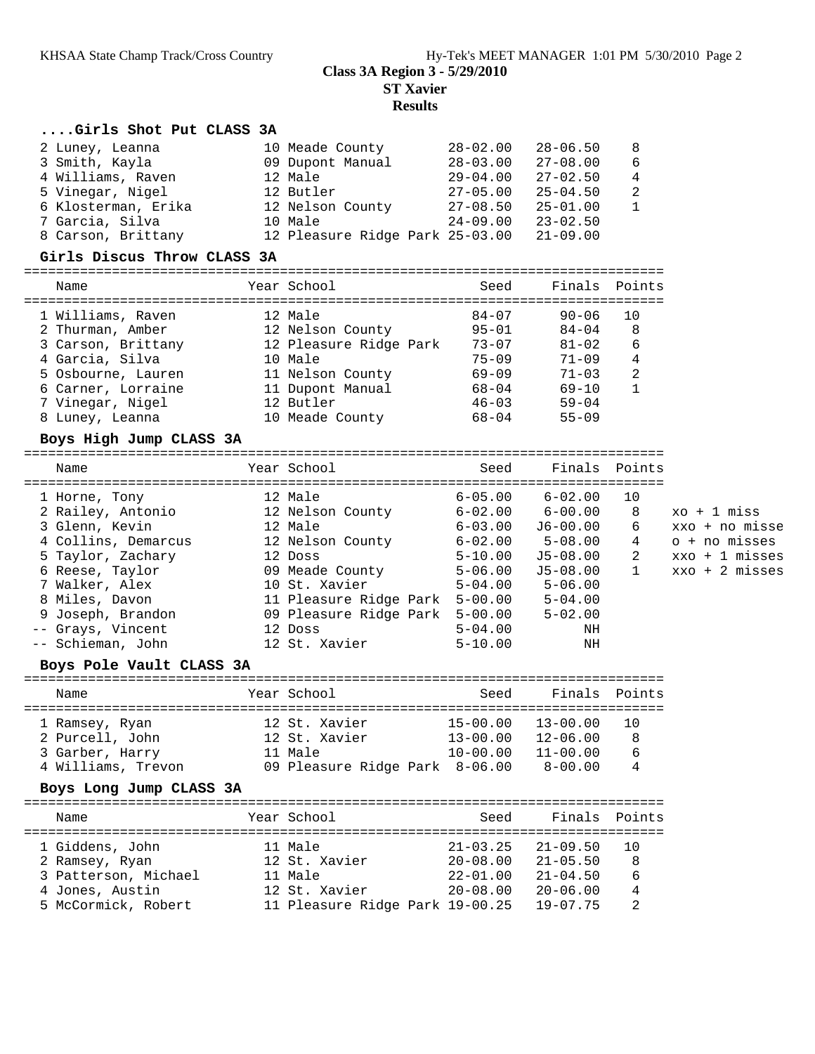**Class 3A Region 3 - 5/29/2010**
**ST Xavier**
**Results**

### ....Girls Shot Put CLASS 3A

| Name | Year | School | Seed | Finals | Points |
|---|---|---|---|---|---|
| 2 Luney, Leanna | 10 | Meade County | 28-02.00 | 28-06.50 | 8 |
| 3 Smith, Kayla | 09 | Dupont Manual | 28-03.00 | 27-08.00 | 6 |
| 4 Williams, Raven | 12 | Male | 29-04.00 | 27-02.50 | 4 |
| 5 Vinegar, Nigel | 12 | Butler | 27-05.00 | 25-04.50 | 2 |
| 6 Klosterman, Erika | 12 | Nelson County | 27-08.50 | 25-01.00 | 1 |
| 7 Garcia, Silva | 10 | Male | 24-09.00 | 23-02.50 | |
| 8 Carson, Brittany | 12 | Pleasure Ridge Park | 25-03.00 | 21-09.00 | |

### Girls Discus Throw CLASS 3A

| Name | Year | School | Seed | Finals | Points |
|---|---|---|---|---|---|
| 1 Williams, Raven | 12 | Male | 84-07 | 90-06 | 10 |
| 2 Thurman, Amber | 12 | Nelson County | 95-01 | 84-04 | 8 |
| 3 Carson, Brittany | 12 | Pleasure Ridge Park | 73-07 | 81-02 | 6 |
| 4 Garcia, Silva | 10 | Male | 75-09 | 71-09 | 4 |
| 5 Osbourne, Lauren | 11 | Nelson County | 69-09 | 71-03 | 2 |
| 6 Carner, Lorraine | 11 | Dupont Manual | 68-04 | 69-10 | 1 |
| 7 Vinegar, Nigel | 12 | Butler | 46-03 | 59-04 | |
| 8 Luney, Leanna | 10 | Meade County | 68-04 | 55-09 | |

### Boys High Jump CLASS 3A

| Name | Year | School | Seed | Finals | Points | |
|---|---|---|---|---|---|---|
| 1 Horne, Tony | 12 | Male | 6-05.00 | 6-02.00 | 10 | |
| 2 Railey, Antonio | 12 | Nelson County | 6-02.00 | 6-00.00 | 8 | xo + 1 miss |
| 3 Glenn, Kevin | 12 | Male | 6-03.00 | J6-00.00 | 6 | xxo + no misse |
| 4 Collins, Demarcus | 12 | Nelson County | 6-02.00 | 5-08.00 | 4 | o + no misses |
| 5 Taylor, Zachary | 12 | Doss | 5-10.00 | J5-08.00 | 2 | xxo + 1 misses |
| 6 Reese, Taylor | 09 | Meade County | 5-06.00 | J5-08.00 | 1 | xxo + 2 misses |
| 7 Walker, Alex | 10 | St. Xavier | 5-04.00 | 5-06.00 | | |
| 8 Miles, Davon | 11 | Pleasure Ridge Park | 5-00.00 | 5-04.00 | | |
| 9 Joseph, Brandon | 09 | Pleasure Ridge Park | 5-00.00 | 5-02.00 | | |
| -- Grays, Vincent | 12 | Doss | 5-04.00 | NH | | |
| -- Schieman, John | 12 | St. Xavier | 5-10.00 | NH | | |

### Boys Pole Vault CLASS 3A

| Name | Year | School | Seed | Finals | Points |
|---|---|---|---|---|---|
| 1 Ramsey, Ryan | 12 | St. Xavier | 15-00.00 | 13-00.00 | 10 |
| 2 Purcell, John | 12 | St. Xavier | 13-00.00 | 12-06.00 | 8 |
| 3 Garber, Harry | 11 | Male | 10-00.00 | 11-00.00 | 6 |
| 4 Williams, Trevon | 09 | Pleasure Ridge Park | 8-06.00 | 8-00.00 | 4 |

### Boys Long Jump CLASS 3A

| Name | Year | School | Seed | Finals | Points |
|---|---|---|---|---|---|
| 1 Giddens, John | 11 | Male | 21-03.25 | 21-09.50 | 10 |
| 2 Ramsey, Ryan | 12 | St. Xavier | 20-08.00 | 21-05.50 | 8 |
| 3 Patterson, Michael | 11 | Male | 22-01.00 | 21-04.50 | 6 |
| 4 Jones, Austin | 12 | St. Xavier | 20-08.00 | 20-06.00 | 4 |
| 5 McCormick, Robert | 11 | Pleasure Ridge Park | 19-00.25 | 19-07.75 | 2 |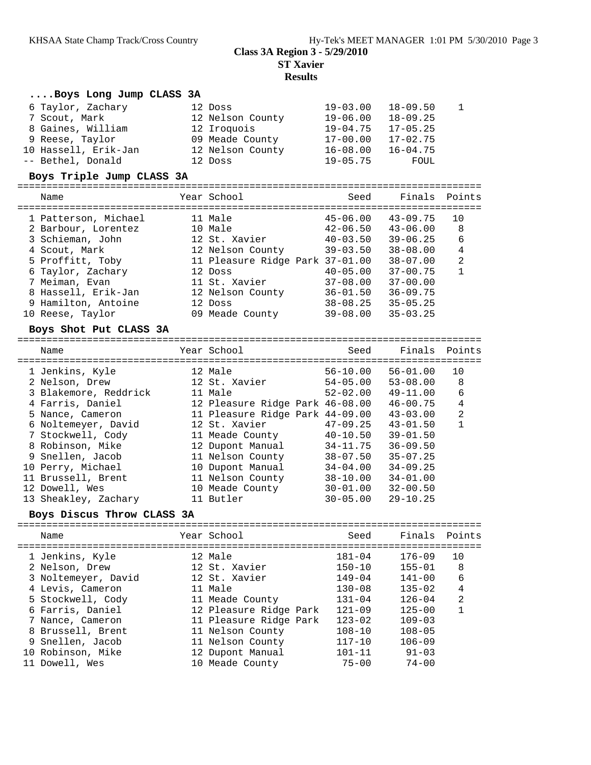# Class 3A Region 3 - 5/29/2010

## ST Xavier

## Results

### ....Boys Long Jump CLASS 3A

| Name | Year | School | Seed | Finals | Points |
|---|---|---|---|---|---|
| 6 Taylor, Zachary | 12 | Doss | 19-03.00 | 18-09.50 | 1 |
| 7 Scout, Mark | 12 | Nelson County | 19-06.00 | 18-09.25 | |
| 8 Gaines, William | 12 | Iroquois | 19-04.75 | 17-05.25 | |
| 9 Reese, Taylor | 09 | Meade County | 17-00.00 | 17-02.75 | |
| 10 Hassell, Erik-Jan | 12 | Nelson County | 16-08.00 | 16-04.75 | |
| -- Bethel, Donald | 12 | Doss | 19-05.75 | FOUL | |

### Boys Triple Jump CLASS 3A

| Name | Year | School | Seed | Finals | Points |
|---|---|---|---|---|---|
| 1 Patterson, Michael | 11 | Male | 45-06.00 | 43-09.75 | 10 |
| 2 Barbour, Lorentez | 10 | Male | 42-06.50 | 43-06.00 | 8 |
| 3 Schieman, John | 12 | St. Xavier | 40-03.50 | 39-06.25 | 6 |
| 4 Scout, Mark | 12 | Nelson County | 39-03.50 | 38-08.00 | 4 |
| 5 Proffitt, Toby | 11 | Pleasure Ridge Park | 37-01.00 | 38-07.00 | 2 |
| 6 Taylor, Zachary | 12 | Doss | 40-05.00 | 37-00.75 | 1 |
| 7 Meiman, Evan | 11 | St. Xavier | 37-08.00 | 37-00.00 | |
| 8 Hassell, Erik-Jan | 12 | Nelson County | 36-01.50 | 36-09.75 | |
| 9 Hamilton, Antoine | 12 | Doss | 38-08.25 | 35-05.25 | |
| 10 Reese, Taylor | 09 | Meade County | 39-08.00 | 35-03.25 | |

### Boys Shot Put CLASS 3A

| Name | Year | School | Seed | Finals | Points |
|---|---|---|---|---|---|
| 1 Jenkins, Kyle | 12 | Male | 56-10.00 | 56-01.00 | 10 |
| 2 Nelson, Drew | 12 | St. Xavier | 54-05.00 | 53-08.00 | 8 |
| 3 Blakemore, Reddrick | 11 | Male | 52-02.00 | 49-11.00 | 6 |
| 4 Farris, Daniel | 12 | Pleasure Ridge Park | 46-08.00 | 46-00.75 | 4 |
| 5 Nance, Cameron | 11 | Pleasure Ridge Park | 44-09.00 | 43-03.00 | 2 |
| 6 Noltemeyer, David | 12 | St. Xavier | 47-09.25 | 43-01.50 | 1 |
| 7 Stockwell, Cody | 11 | Meade County | 40-10.50 | 39-01.50 | |
| 8 Robinson, Mike | 12 | Dupont Manual | 34-11.75 | 36-09.50 | |
| 9 Snellen, Jacob | 11 | Nelson County | 38-07.50 | 35-07.25 | |
| 10 Perry, Michael | 10 | Dupont Manual | 34-04.00 | 34-09.25 | |
| 11 Brussell, Brent | 11 | Nelson County | 38-10.00 | 34-01.00 | |
| 12 Dowell, Wes | 10 | Meade County | 30-01.00 | 32-00.50 | |
| 13 Sheakley, Zachary | 11 | Butler | 30-05.00 | 29-10.25 | |

### Boys Discus Throw CLASS 3A

| Name | Year | School | Seed | Finals | Points |
|---|---|---|---|---|---|
| 1 Jenkins, Kyle | 12 | Male | 181-04 | 176-09 | 10 |
| 2 Nelson, Drew | 12 | St. Xavier | 150-10 | 155-01 | 8 |
| 3 Noltemeyer, David | 12 | St. Xavier | 149-04 | 141-00 | 6 |
| 4 Levis, Cameron | 11 | Male | 130-08 | 135-02 | 4 |
| 5 Stockwell, Cody | 11 | Meade County | 131-04 | 126-04 | 2 |
| 6 Farris, Daniel | 12 | Pleasure Ridge Park | 121-09 | 125-00 | 1 |
| 7 Nance, Cameron | 11 | Pleasure Ridge Park | 123-02 | 109-03 | |
| 8 Brussell, Brent | 11 | Nelson County | 108-10 | 108-05 | |
| 9 Snellen, Jacob | 11 | Nelson County | 117-10 | 106-09 | |
| 10 Robinson, Mike | 12 | Dupont Manual | 101-11 | 91-03 | |
| 11 Dowell, Wes | 10 | Meade County | 75-00 | 74-00 | |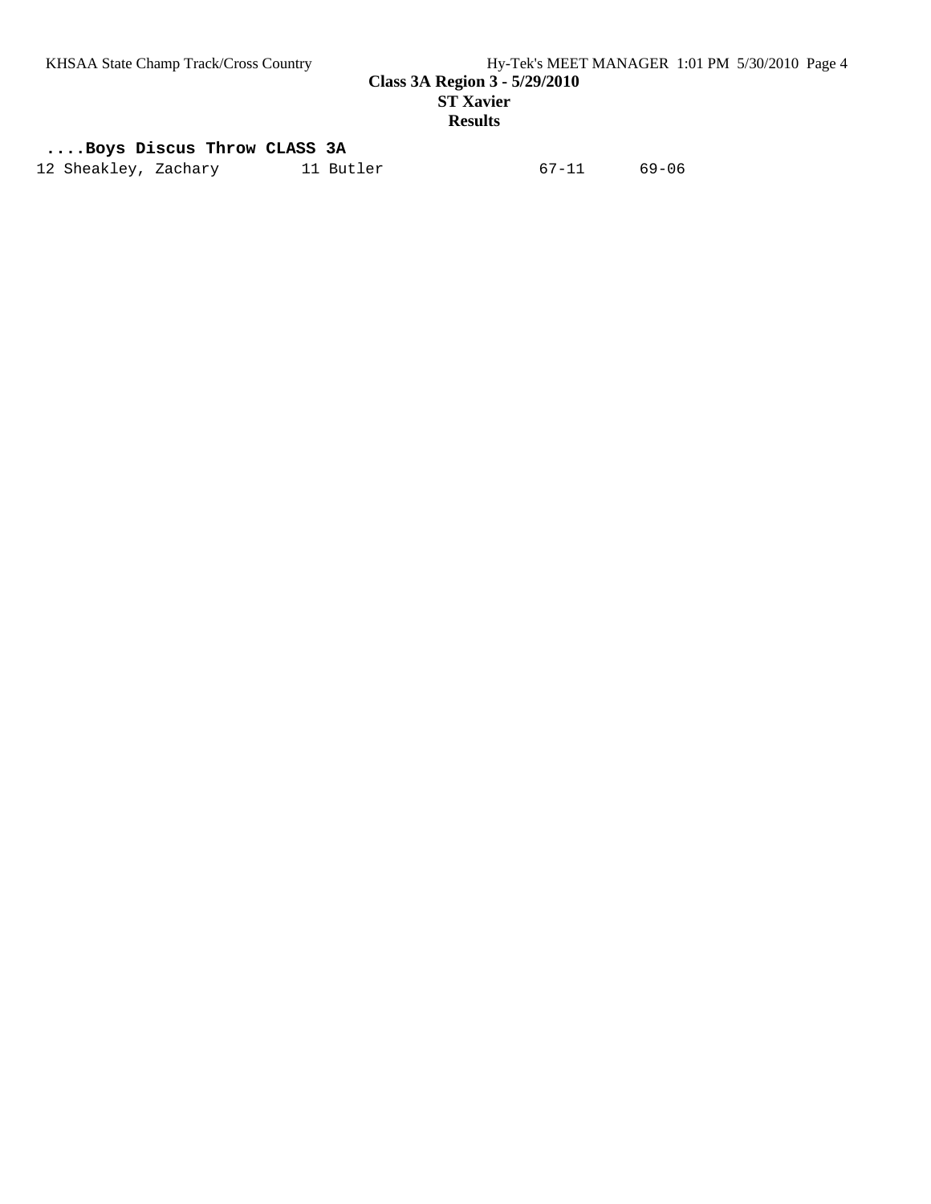**Class 3A Region 3 - 5/29/2010**

**ST Xavier**

**Results**

**....Boys Discus Throw CLASS 3A**

| | | | | | |
|---|---|---|---|---|---|
| 12 | Sheakley, Zachary | 11 | Butler | 67-11 | 69-06 |